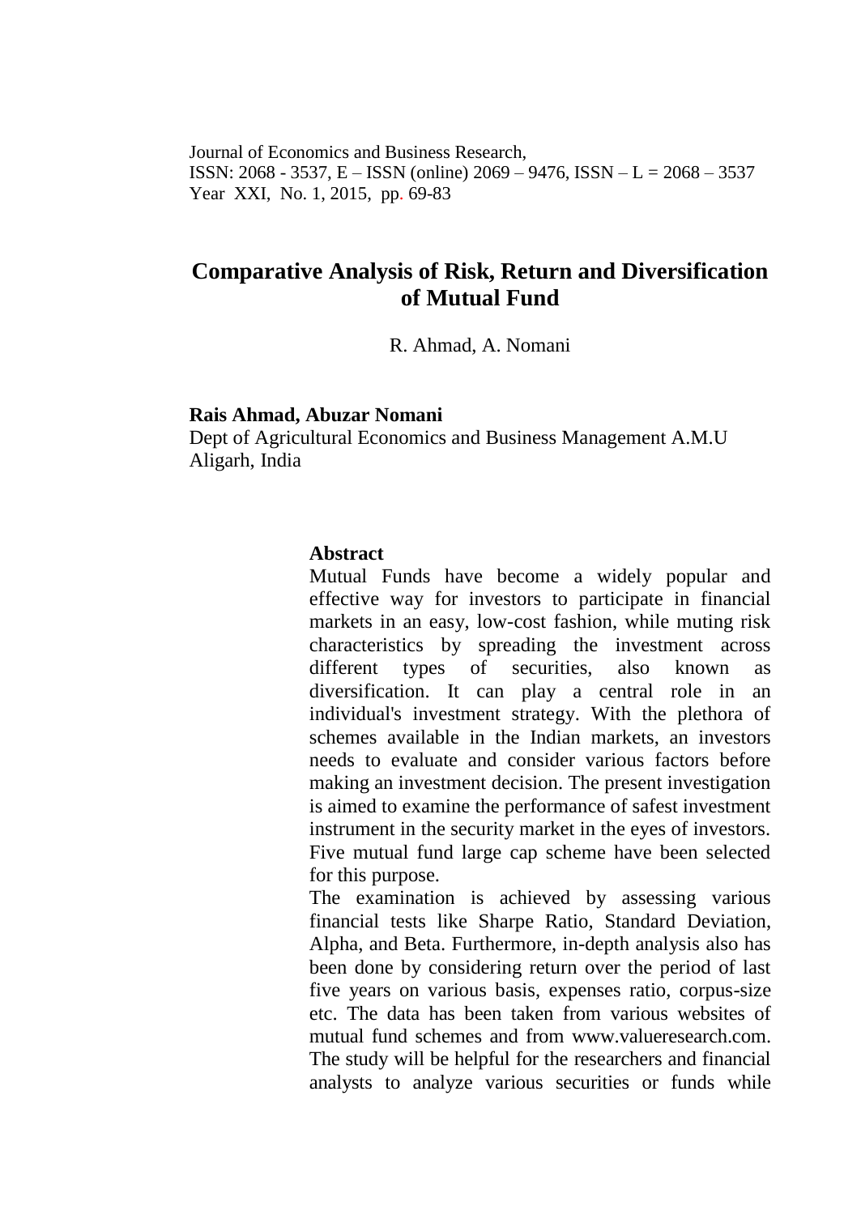Journal of Economics and Business Research,
ISSN: 2068 - 3537, E – ISSN (online) 2069 – 9476, ISSN – L = 2068 – 3537
Year XXI, No. 1, 2015, pp. 69-83

# Comparative Analysis of Risk, Return and Diversification of Mutual Fund

R. Ahmad, A. Nomani

**Rais Ahmad, Abuzar Nomani**
Dept of Agricultural Economics and Business Management A.M.U
Aligarh, India

**Abstract**

Mutual Funds have become a widely popular and effective way for investors to participate in financial markets in an easy, low-cost fashion, while muting risk characteristics by spreading the investment across different types of securities, also known as diversification. It can play a central role in an individual's investment strategy. With the plethora of schemes available in the Indian markets, an investors needs to evaluate and consider various factors before making an investment decision. The present investigation is aimed to examine the performance of safest investment instrument in the security market in the eyes of investors. Five mutual fund large cap scheme have been selected for this purpose.

The examination is achieved by assessing various financial tests like Sharpe Ratio, Standard Deviation, Alpha, and Beta. Furthermore, in-depth analysis also has been done by considering return over the period of last five years on various basis, expenses ratio, corpus-size etc. The data has been taken from various websites of mutual fund schemes and from www.valueresearch.com. The study will be helpful for the researchers and financial analysts to analyze various securities or funds while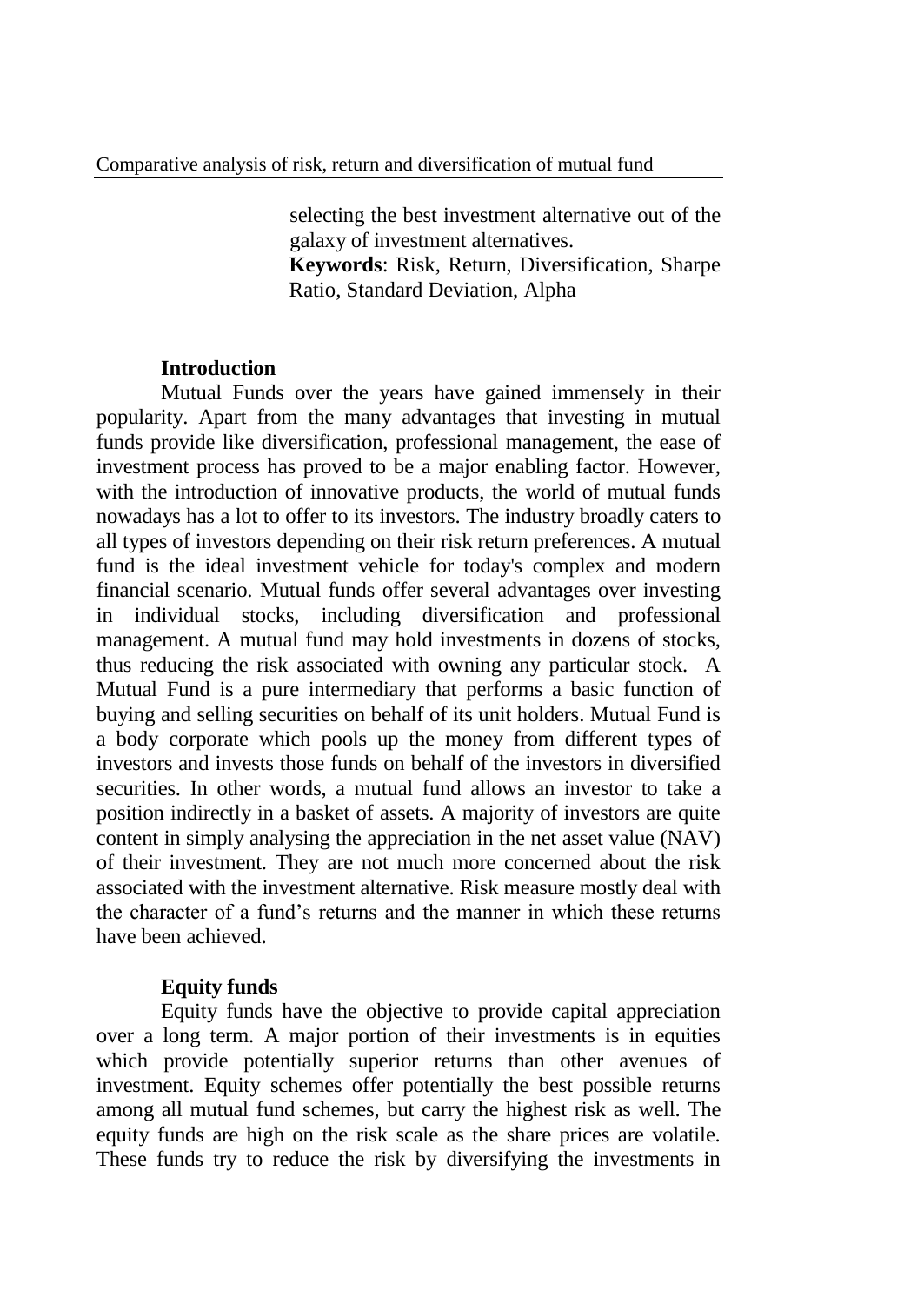selecting the best investment alternative out of the galaxy of investment alternatives.

**Keywords**: Risk, Return, Diversification, Sharpe Ratio, Standard Deviation, Alpha

## Introduction

Mutual Funds over the years have gained immensely in their popularity. Apart from the many advantages that investing in mutual funds provide like diversification, professional management, the ease of investment process has proved to be a major enabling factor. However, with the introduction of innovative products, the world of mutual funds nowadays has a lot to offer to its investors. The industry broadly caters to all types of investors depending on their risk return preferences. A mutual fund is the ideal investment vehicle for today's complex and modern financial scenario. Mutual funds offer several advantages over investing in individual stocks, including diversification and professional management. A mutual fund may hold investments in dozens of stocks, thus reducing the risk associated with owning any particular stock. A Mutual Fund is a pure intermediary that performs a basic function of buying and selling securities on behalf of its unit holders. Mutual Fund is a body corporate which pools up the money from different types of investors and invests those funds on behalf of the investors in diversified securities. In other words, a mutual fund allows an investor to take a position indirectly in a basket of assets. A majority of investors are quite content in simply analysing the appreciation in the net asset value (NAV) of their investment. They are not much more concerned about the risk associated with the investment alternative. Risk measure mostly deal with the character of a fund's returns and the manner in which these returns have been achieved.

## Equity funds

Equity funds have the objective to provide capital appreciation over a long term. A major portion of their investments is in equities which provide potentially superior returns than other avenues of investment. Equity schemes offer potentially the best possible returns among all mutual fund schemes, but carry the highest risk as well. The equity funds are high on the risk scale as the share prices are volatile. These funds try to reduce the risk by diversifying the investments in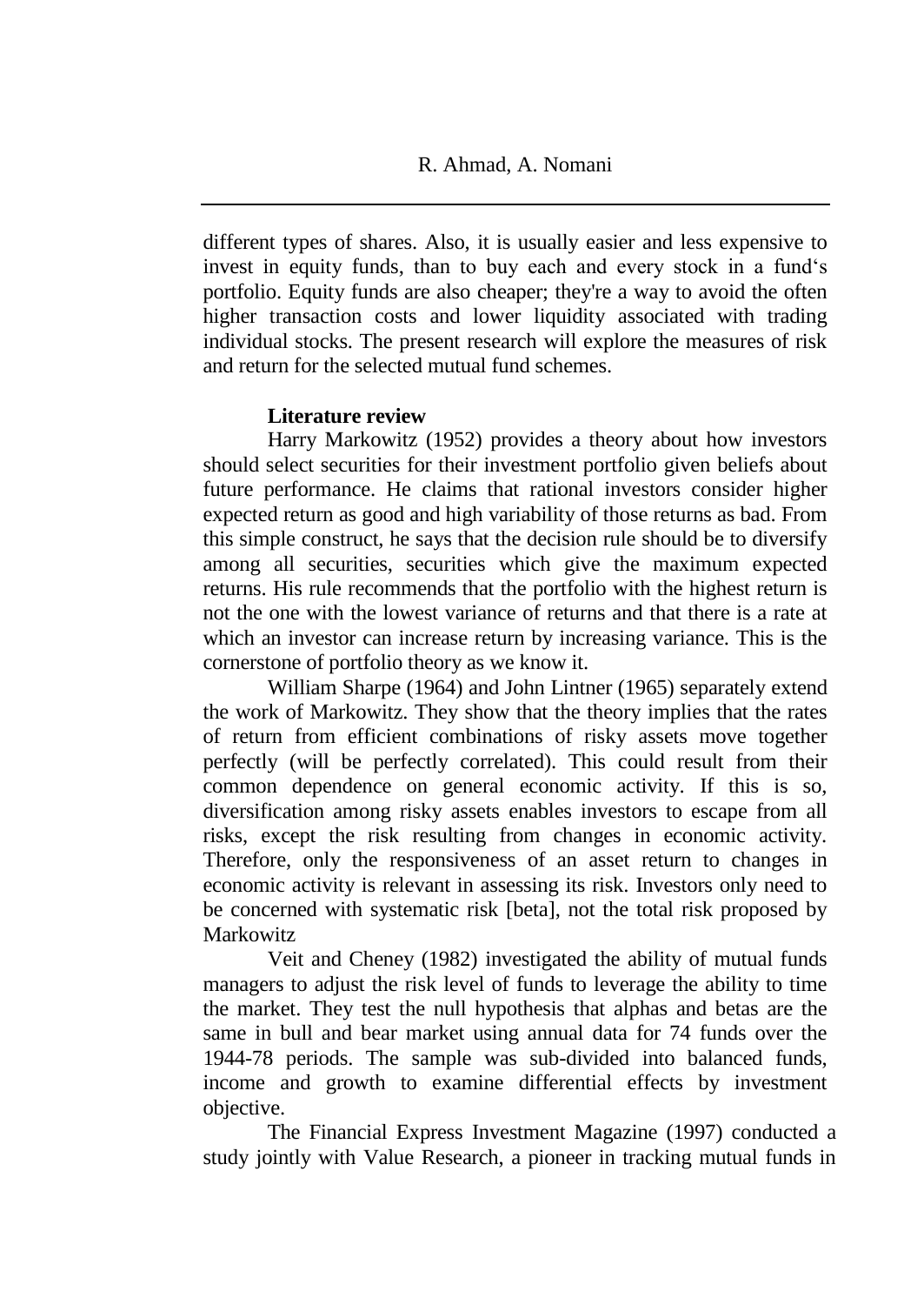different types of shares. Also, it is usually easier and less expensive to invest in equity funds, than to buy each and every stock in a fund's portfolio. Equity funds are also cheaper; they're a way to avoid the often higher transaction costs and lower liquidity associated with trading individual stocks. The present research will explore the measures of risk and return for the selected mutual fund schemes.

## Literature review

Harry Markowitz (1952) provides a theory about how investors should select securities for their investment portfolio given beliefs about future performance. He claims that rational investors consider higher expected return as good and high variability of those returns as bad. From this simple construct, he says that the decision rule should be to diversify among all securities, securities which give the maximum expected returns. His rule recommends that the portfolio with the highest return is not the one with the lowest variance of returns and that there is a rate at which an investor can increase return by increasing variance. This is the cornerstone of portfolio theory as we know it.

William Sharpe (1964) and John Lintner (1965) separately extend the work of Markowitz. They show that the theory implies that the rates of return from efficient combinations of risky assets move together perfectly (will be perfectly correlated). This could result from their common dependence on general economic activity. If this is so, diversification among risky assets enables investors to escape from all risks, except the risk resulting from changes in economic activity. Therefore, only the responsiveness of an asset return to changes in economic activity is relevant in assessing its risk. Investors only need to be concerned with systematic risk [beta], not the total risk proposed by Markowitz

Veit and Cheney (1982) investigated the ability of mutual funds managers to adjust the risk level of funds to leverage the ability to time the market. They test the null hypothesis that alphas and betas are the same in bull and bear market using annual data for 74 funds over the 1944-78 periods. The sample was sub-divided into balanced funds, income and growth to examine differential effects by investment objective.

The Financial Express Investment Magazine (1997) conducted a study jointly with Value Research, a pioneer in tracking mutual funds in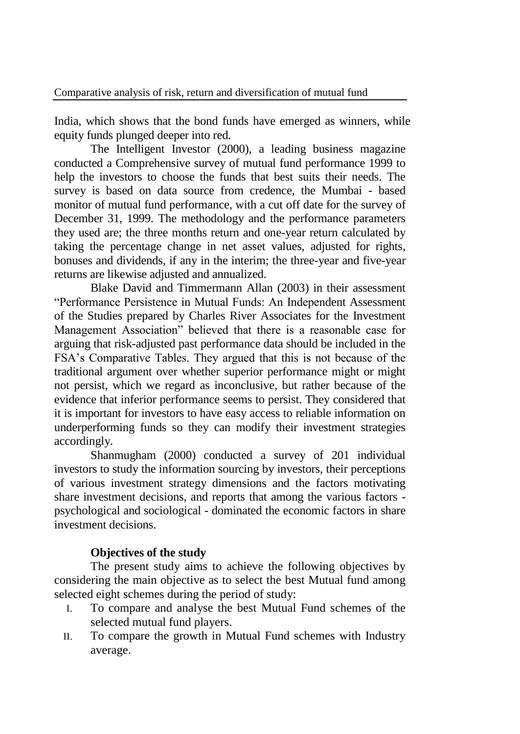India, which shows that the bond funds have emerged as winners, while equity funds plunged deeper into red.

The Intelligent Investor (2000), a leading business magazine conducted a Comprehensive survey of mutual fund performance 1999 to help the investors to choose the funds that best suits their needs. The survey is based on data source from credence, the Mumbai - based monitor of mutual fund performance, with a cut off date for the survey of December 31, 1999. The methodology and the performance parameters they used are; the three months return and one-year return calculated by taking the percentage change in net asset values, adjusted for rights, bonuses and dividends, if any in the interim; the three-year and five-year returns are likewise adjusted and annualized.

Blake David and Timmermann Allan (2003) in their assessment "Performance Persistence in Mutual Funds: An Independent Assessment of the Studies prepared by Charles River Associates for the Investment Management Association" believed that there is a reasonable case for arguing that risk-adjusted past performance data should be included in the FSA's Comparative Tables. They argued that this is not because of the traditional argument over whether superior performance might or might not persist, which we regard as inconclusive, but rather because of the evidence that inferior performance seems to persist. They considered that it is important for investors to have easy access to reliable information on underperforming funds so they can modify their investment strategies accordingly.

Shanmugham (2000) conducted a survey of 201 individual investors to study the information sourcing by investors, their perceptions of various investment strategy dimensions and the factors motivating share investment decisions, and reports that among the various factors - psychological and sociological - dominated the economic factors in share investment decisions.

### Objectives of the study

The present study aims to achieve the following objectives by considering the main objective as to select the best Mutual fund among selected eight schemes during the period of study:

I. To compare and analyse the best Mutual Fund schemes of the selected mutual fund players.
II. To compare the growth in Mutual Fund schemes with Industry average.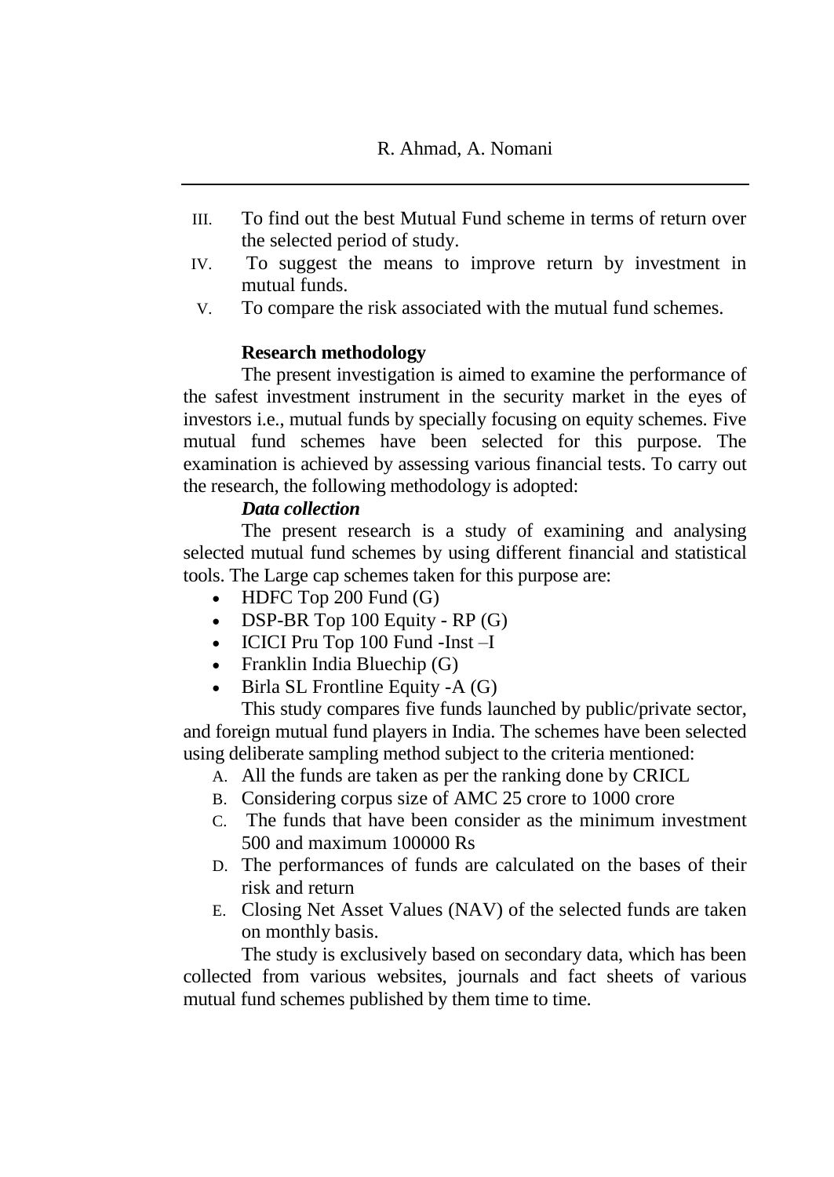III. To find out the best Mutual Fund scheme in terms of return over the selected period of study.
IV. To suggest the means to improve return by investment in mutual funds.
V. To compare the risk associated with the mutual fund schemes.

**Research methodology**

The present investigation is aimed to examine the performance of the safest investment instrument in the security market in the eyes of investors i.e., mutual funds by specially focusing on equity schemes. Five mutual fund schemes have been selected for this purpose. The examination is achieved by assessing various financial tests. To carry out the research, the following methodology is adopted:

***Data collection***

The present research is a study of examining and analysing selected mutual fund schemes by using different financial and statistical tools. The Large cap schemes taken for this purpose are:

- HDFC Top 200 Fund (G)
- DSP-BR Top 100 Equity - RP (G)
- ICICI Pru Top 100 Fund -Inst –I
- Franklin India Bluechip (G)
- Birla SL Frontline Equity -A (G)

This study compares five funds launched by public/private sector, and foreign mutual fund players in India. The schemes have been selected using deliberate sampling method subject to the criteria mentioned:

A. All the funds are taken as per the ranking done by CRICL
B. Considering corpus size of AMC 25 crore to 1000 crore
C. The funds that have been consider as the minimum investment 500 and maximum 100000 Rs
D. The performances of funds are calculated on the bases of their risk and return
E. Closing Net Asset Values (NAV) of the selected funds are taken on monthly basis.

The study is exclusively based on secondary data, which has been collected from various websites, journals and fact sheets of various mutual fund schemes published by them time to time.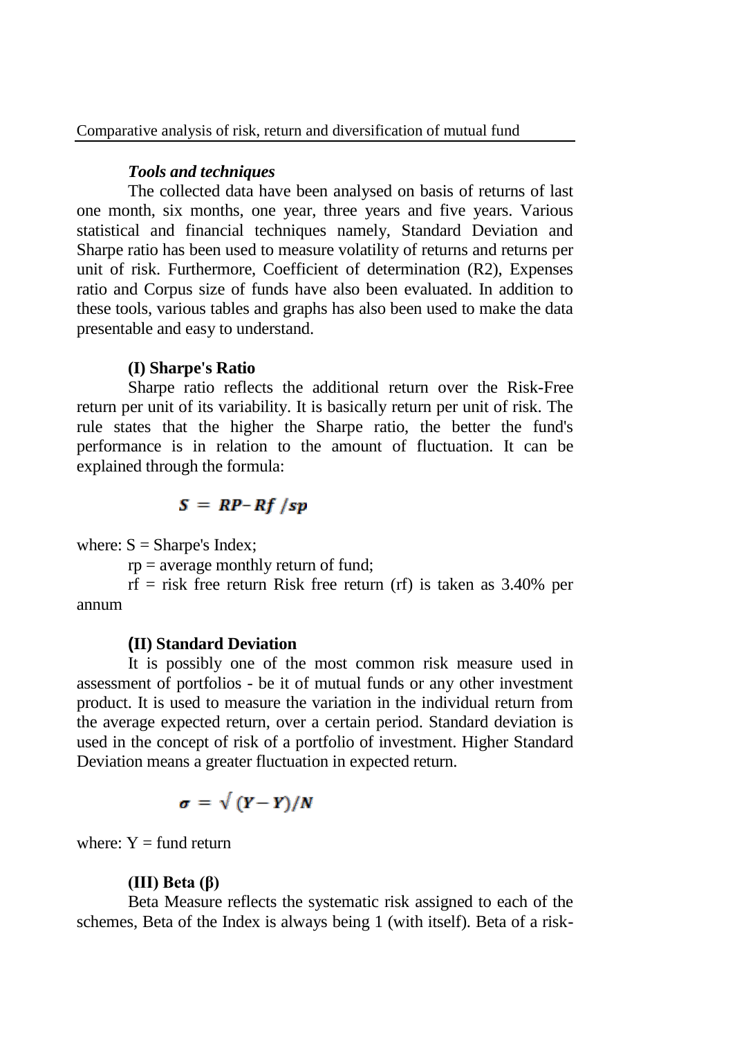### *Tools and techniques*

The collected data have been analysed on basis of returns of last one month, six months, one year, three years and five years. Various statistical and financial techniques namely, Standard Deviation and Sharpe ratio has been used to measure volatility of returns and returns per unit of risk. Furthermore, Coefficient of determination (R2), Expenses ratio and Corpus size of funds have also been evaluated. In addition to these tools, various tables and graphs has also been used to make the data presentable and easy to understand.

#### (I) Sharpe's Ratio

Sharpe ratio reflects the additional return over the Risk-Free return per unit of its variability. It is basically return per unit of risk. The rule states that the higher the Sharpe ratio, the better the fund's performance is in relation to the amount of fluctuation. It can be explained through the formula:

$$S = RP - Rf / sp$$

where: S = Sharpe's Index;

rp = average monthly return of fund;

rf = risk free return Risk free return (rf) is taken as 3.40% per annum

#### (II) Standard Deviation

It is possibly one of the most common risk measure used in assessment of portfolios - be it of mutual funds or any other investment product. It is used to measure the variation in the individual return from the average expected return, over a certain period. Standard deviation is used in the concept of risk of a portfolio of investment. Higher Standard Deviation means a greater fluctuation in expected return.

$$\sigma = \sqrt{(Y - Y)/N}$$

where: Y = fund return

#### (III) Beta (β)

Beta Measure reflects the systematic risk assigned to each of the schemes, Beta of the Index is always being 1 (with itself). Beta of a risk-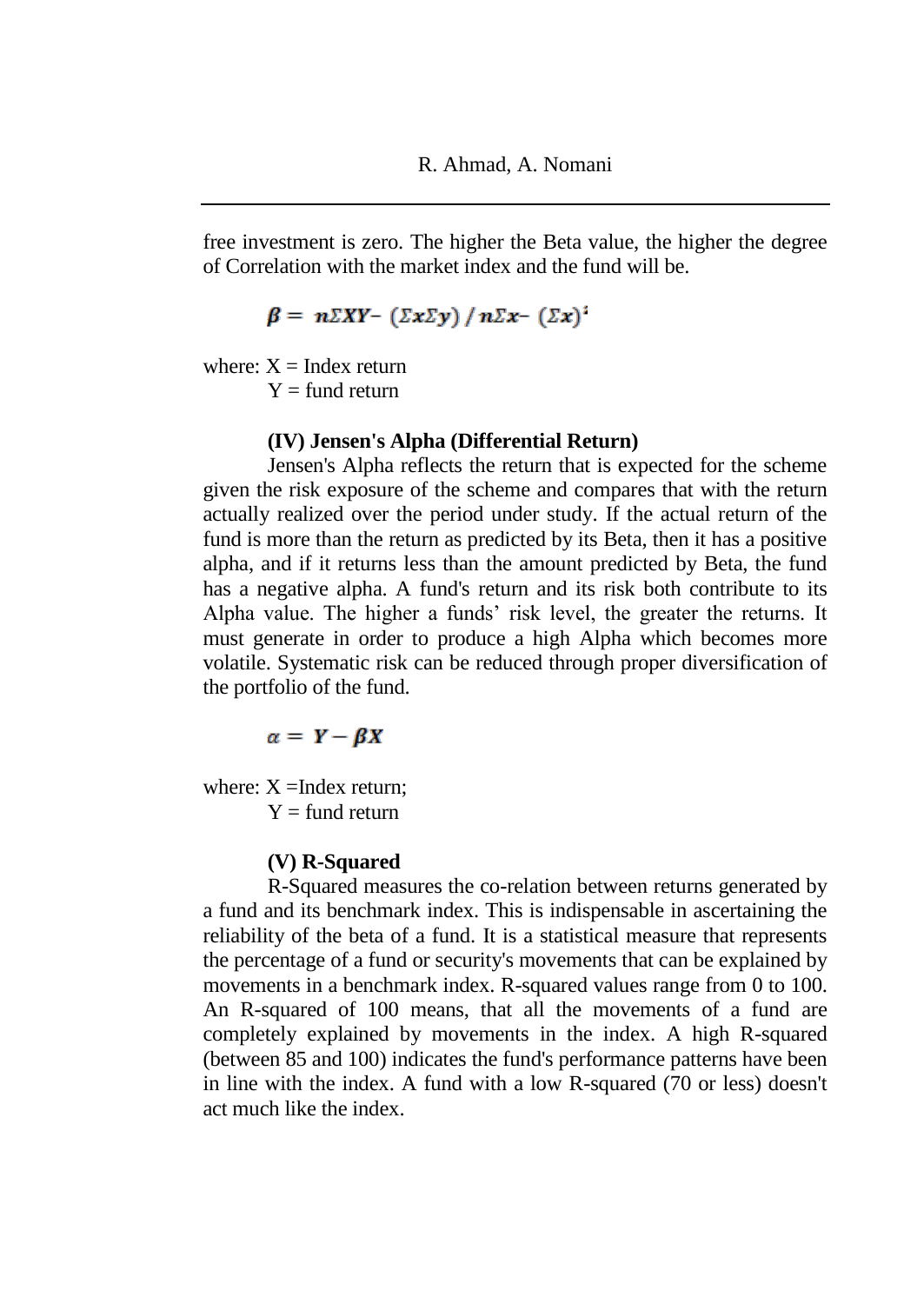free investment is zero. The higher the Beta value, the higher the degree of Correlation with the market index and the fund will be.

$$\beta = n\Sigma XY - (\Sigma x \Sigma y) / n\Sigma x - (\Sigma x)^2$$

where: X = Index return
Y = fund return

### (IV) Jensen's Alpha (Differential Return)

Jensen's Alpha reflects the return that is expected for the scheme given the risk exposure of the scheme and compares that with the return actually realized over the period under study. If the actual return of the fund is more than the return as predicted by its Beta, then it has a positive alpha, and if it returns less than the amount predicted by Beta, the fund has a negative alpha. A fund's return and its risk both contribute to its Alpha value. The higher a funds' risk level, the greater the returns. It must generate in order to produce a high Alpha which becomes more volatile. Systematic risk can be reduced through proper diversification of the portfolio of the fund.

$$\alpha = Y - \beta X$$

where: X =Index return;
Y = fund return

### (V) R-Squared

R-Squared measures the co-relation between returns generated by a fund and its benchmark index. This is indispensable in ascertaining the reliability of the beta of a fund. It is a statistical measure that represents the percentage of a fund or security's movements that can be explained by movements in a benchmark index. R-squared values range from 0 to 100. An R-squared of 100 means, that all the movements of a fund are completely explained by movements in the index. A high R-squared (between 85 and 100) indicates the fund's performance patterns have been in line with the index. A fund with a low R-squared (70 or less) doesn't act much like the index.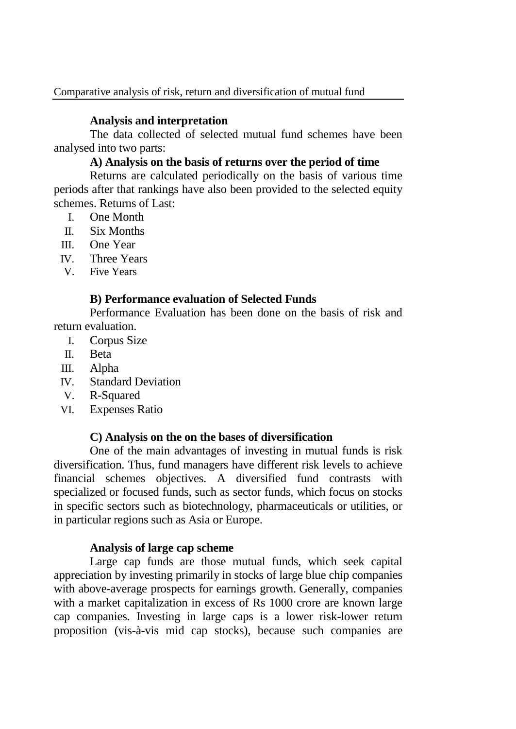### Analysis and interpretation

The data collected of selected mutual fund schemes have been analysed into two parts:

### A) Analysis on the basis of returns over the period of time

Returns are calculated periodically on the basis of various time periods after that rankings have also been provided to the selected equity schemes. Returns of Last:

I. One Month
II. Six Months
III. One Year
IV. Three Years
V. Five Years

### B) Performance evaluation of Selected Funds

Performance Evaluation has been done on the basis of risk and return evaluation.

I. Corpus Size
II. Beta
III. Alpha
IV. Standard Deviation
V. R-Squared
VI. Expenses Ratio

### C) Analysis on the on the bases of diversification

One of the main advantages of investing in mutual funds is risk diversification. Thus, fund managers have different risk levels to achieve financial schemes objectives. A diversified fund contrasts with specialized or focused funds, such as sector funds, which focus on stocks in specific sectors such as biotechnology, pharmaceuticals or utilities, or in particular regions such as Asia or Europe.

### Analysis of large cap scheme

Large cap funds are those mutual funds, which seek capital appreciation by investing primarily in stocks of large blue chip companies with above-average prospects for earnings growth. Generally, companies with a market capitalization in excess of Rs 1000 crore are known large cap companies. Investing in large caps is a lower risk-lower return proposition (vis-à-vis mid cap stocks), because such companies are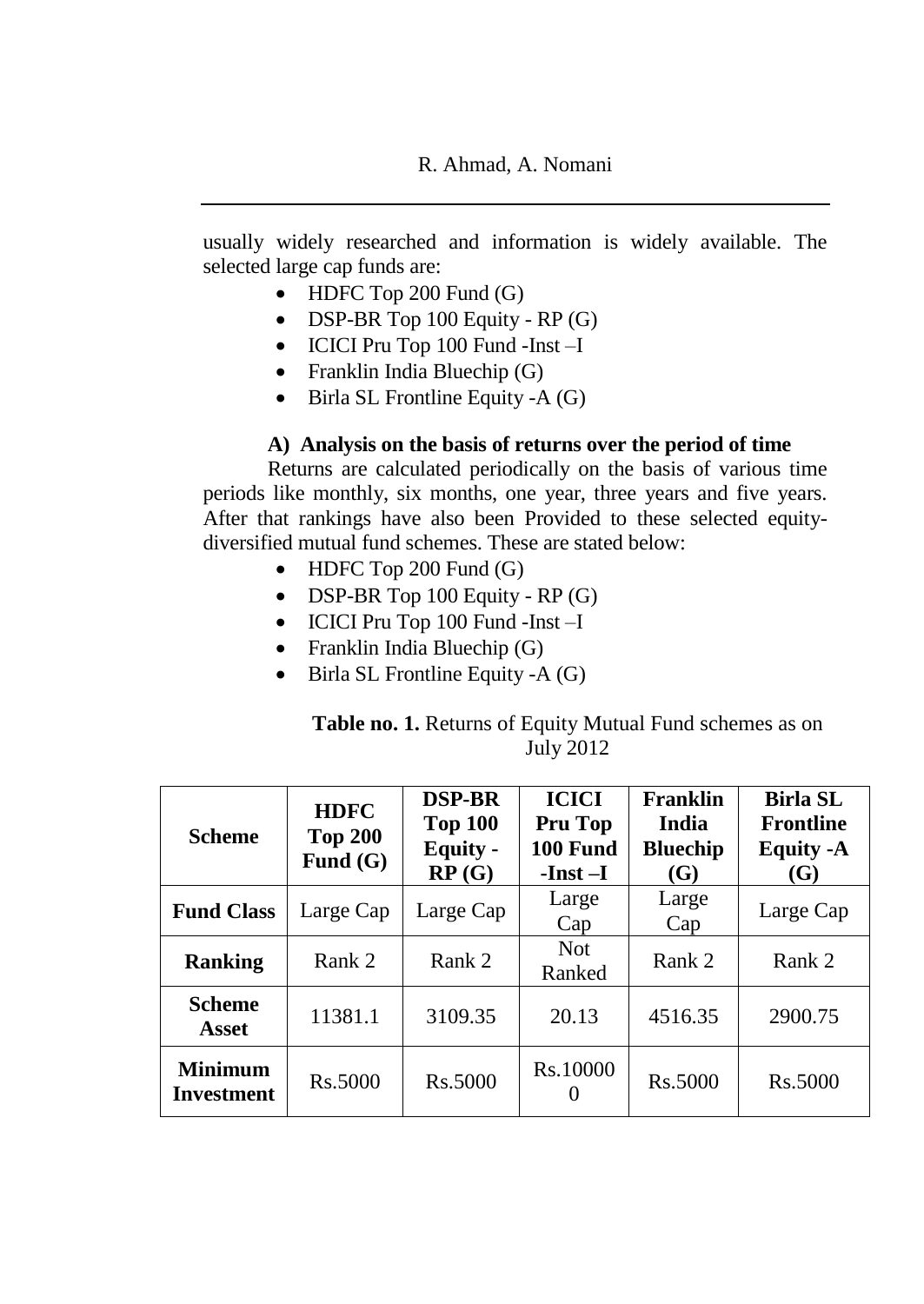usually widely researched and information is widely available. The selected large cap funds are:

- HDFC Top 200 Fund (G)
- DSP-BR Top 100 Equity - RP (G)
- ICICI Pru Top 100 Fund -Inst –I
- Franklin India Bluechip (G)
- Birla SL Frontline Equity -A (G)

**A) Analysis on the basis of returns over the period of time**

Returns are calculated periodically on the basis of various time periods like monthly, six months, one year, three years and five years. After that rankings have also been Provided to these selected equity-diversified mutual fund schemes. These are stated below:

- HDFC Top 200 Fund (G)
- DSP-BR Top 100 Equity - RP (G)
- ICICI Pru Top 100 Fund -Inst –I
- Franklin India Bluechip (G)
- Birla SL Frontline Equity -A (G)

**Table no. 1.** Returns of Equity Mutual Fund schemes as on July 2012

| Scheme | HDFC Top 200 Fund (G) | DSP-BR Top 100 Equity - RP (G) | ICICI Pru Top 100 Fund -Inst –I | Franklin India Bluechip (G) | Birla SL Frontline Equity -A (G) |
|---|---|---|---|---|---|
| **Fund Class** | Large Cap | Large Cap | Large Cap | Large Cap | Large Cap |
| **Ranking** | Rank 2 | Rank 2 | Not Ranked | Rank 2 | Rank 2 |
| **Scheme Asset** | 11381.1 | 3109.35 | 20.13 | 4516.35 | 2900.75 |
| **Minimum Investment** | Rs.5000 | Rs.5000 | Rs.100000 | Rs.5000 | Rs.5000 |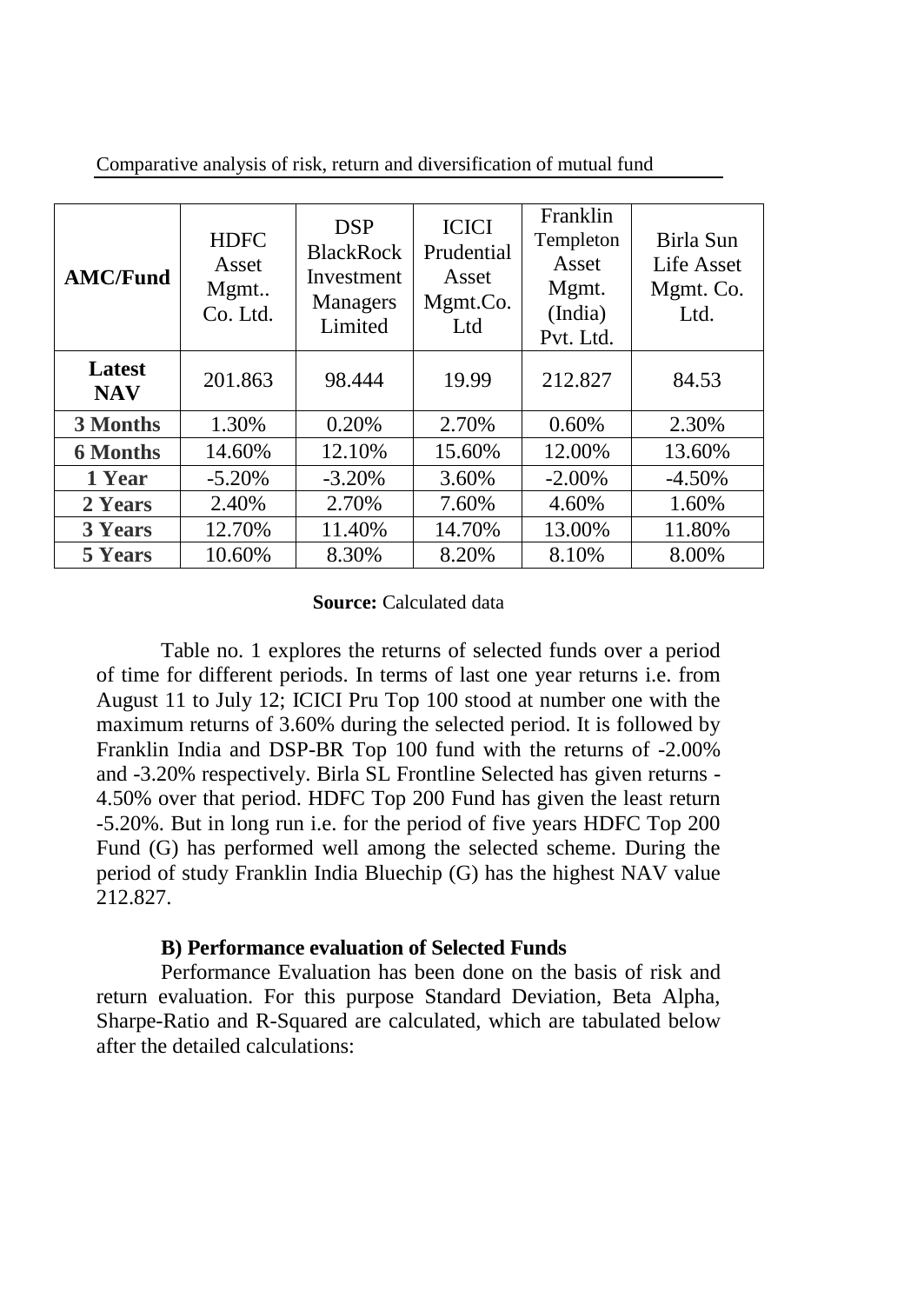Comparative analysis of risk, return and diversification of mutual fund

| AMC/Fund | HDFC Asset Mgmt.. Co. Ltd. | DSP BlackRock Investment Managers Limited | ICICI Prudential Asset Mgmt.Co. Ltd | Franklin Templeton Asset Mgmt. (India) Pvt. Ltd. | Birla Sun Life Asset Mgmt. Co. Ltd. |
|---|---|---|---|---|---|
| **Latest NAV** | 201.863 | 98.444 | 19.99 | 212.827 | 84.53 |
| **3 Months** | 1.30% | 0.20% | 2.70% | 0.60% | 2.30% |
| **6 Months** | 14.60% | 12.10% | 15.60% | 12.00% | 13.60% |
| **1 Year** | -5.20% | -3.20% | 3.60% | -2.00% | -4.50% |
| **2 Years** | 2.40% | 2.70% | 7.60% | 4.60% | 1.60% |
| **3 Years** | 12.70% | 11.40% | 14.70% | 13.00% | 11.80% |
| **5 Years** | 10.60% | 8.30% | 8.20% | 8.10% | 8.00% |

**Source:** Calculated data

Table no. 1 explores the returns of selected funds over a period of time for different periods. In terms of last one year returns i.e. from August 11 to July 12; ICICI Pru Top 100 stood at number one with the maximum returns of 3.60% during the selected period. It is followed by Franklin India and DSP-BR Top 100 fund with the returns of -2.00% and -3.20% respectively. Birla SL Frontline Selected has given returns -4.50% over that period. HDFC Top 200 Fund has given the least return -5.20%. But in long run i.e. for the period of five years HDFC Top 200 Fund (G) has performed well among the selected scheme. During the period of study Franklin India Bluechip (G) has the highest NAV value 212.827.

**B) Performance evaluation of Selected Funds**

Performance Evaluation has been done on the basis of risk and return evaluation. For this purpose Standard Deviation, Beta Alpha, Sharpe-Ratio and R-Squared are calculated, which are tabulated below after the detailed calculations: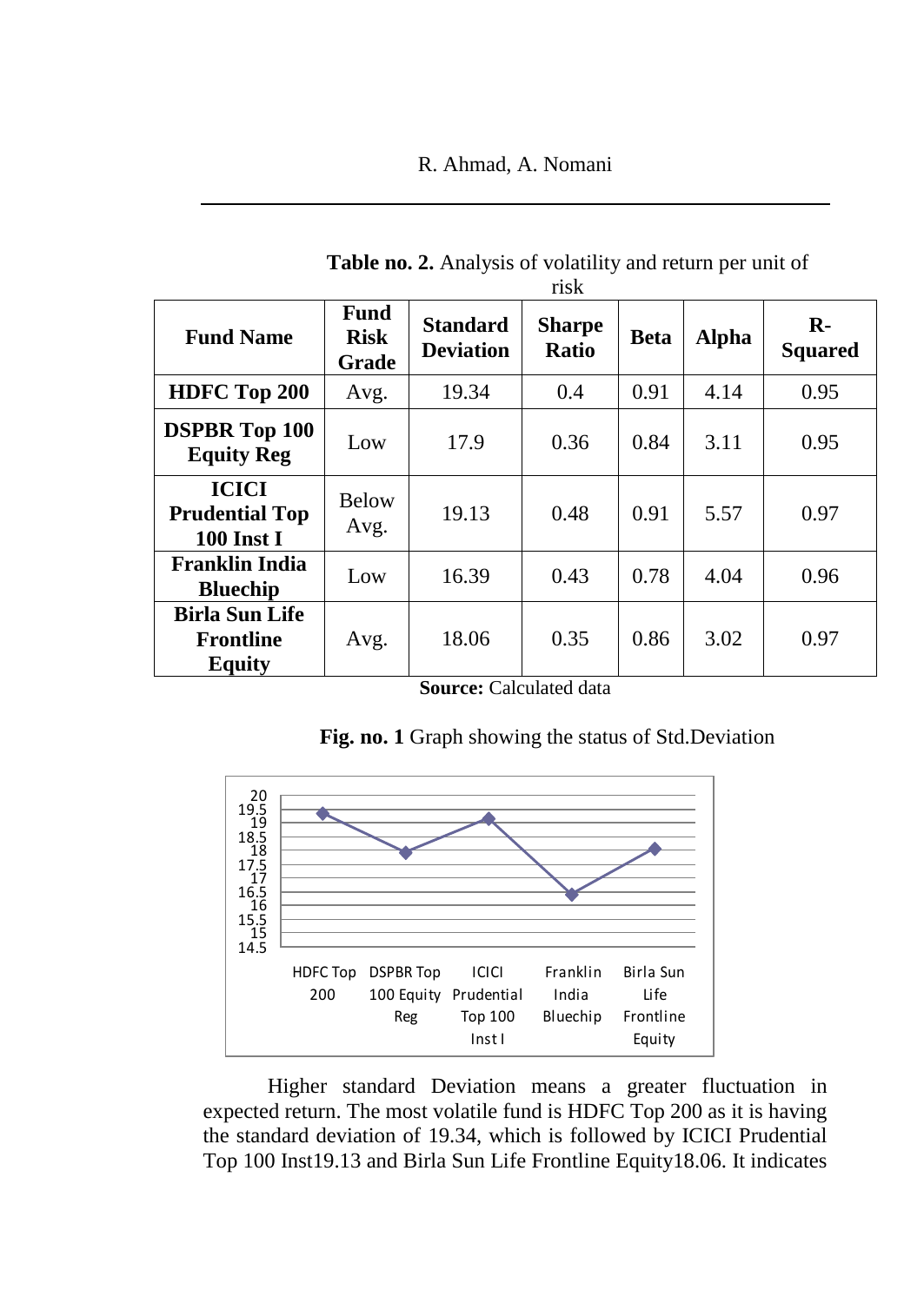**Table no. 2.** Analysis of volatility and return per unit of risk

| Fund Name | Fund Risk Grade | Standard Deviation | Sharpe Ratio | Beta | Alpha | R-Squared |
|---|---|---|---|---|---|---|
| **HDFC Top 200** | Avg. | 19.34 | 0.4 | 0.91 | 4.14 | 0.95 |
| **DSPBR Top 100 Equity Reg** | Low | 17.9 | 0.36 | 0.84 | 3.11 | 0.95 |
| **ICICI Prudential Top 100 Inst I** | Below Avg. | 19.13 | 0.48 | 0.91 | 5.57 | 0.97 |
| **Franklin India Bluechip** | Low | 16.39 | 0.43 | 0.78 | 4.04 | 0.96 |
| **Birla Sun Life Frontline Equity** | Avg. | 18.06 | 0.35 | 0.86 | 3.02 | 0.97 |

**Source:** Calculated data

**Fig. no. 1** Graph showing the status of Std.Deviation

Higher standard Deviation means a greater fluctuation in expected return. The most volatile fund is HDFC Top 200 as it is having the standard deviation of 19.34, which is followed by ICICI Prudential Top 100 Inst19.13 and Birla Sun Life Frontline Equity18.06. It indicates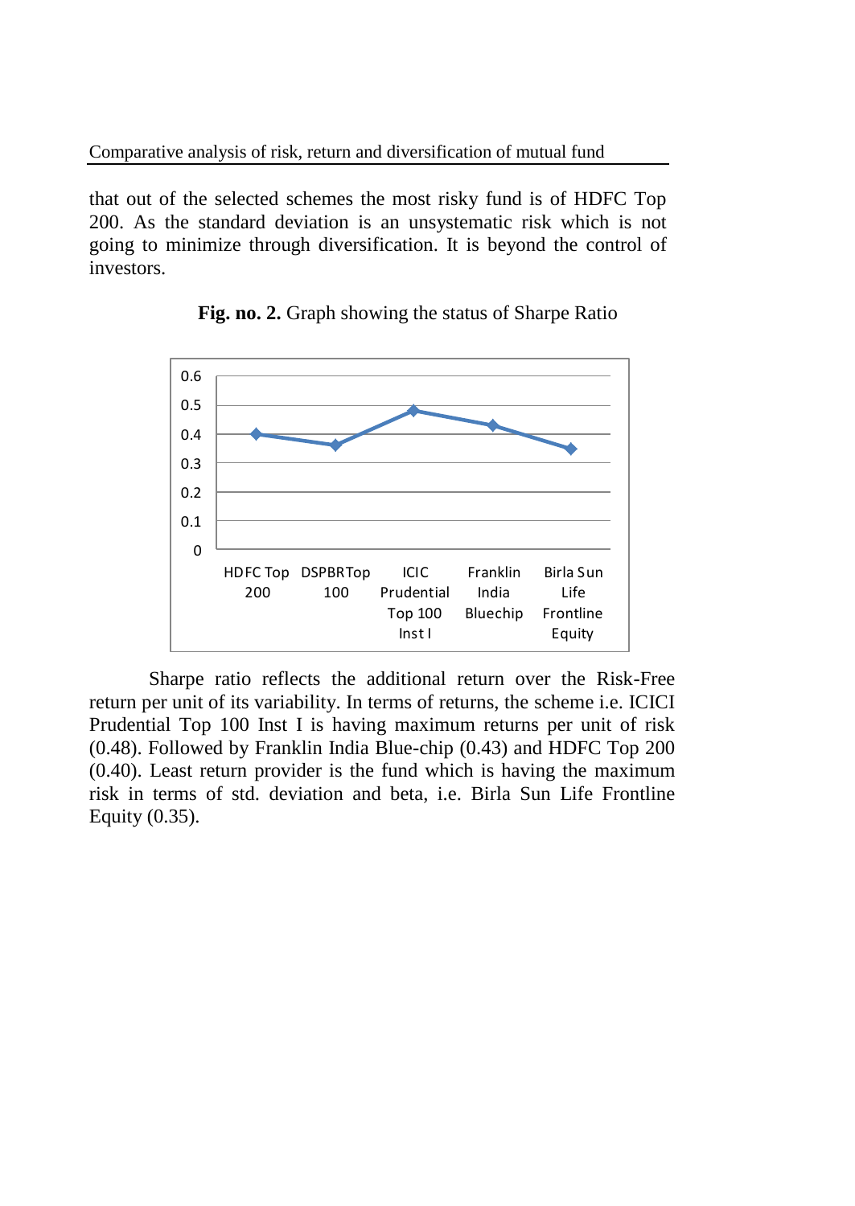that out of the selected schemes the most risky fund is of HDFC Top 200. As the standard deviation is an unsystematic risk which is not going to minimize through diversification. It is beyond the control of investors.

**Fig. no. 2.** Graph showing the status of Sharpe Ratio

Sharpe ratio reflects the additional return over the Risk-Free return per unit of its variability. In terms of returns, the scheme i.e. ICICI Prudential Top 100 Inst I is having maximum returns per unit of risk (0.48). Followed by Franklin India Blue-chip (0.43) and HDFC Top 200 (0.40). Least return provider is the fund which is having the maximum risk in terms of std. deviation and beta, i.e. Birla Sun Life Frontline Equity (0.35).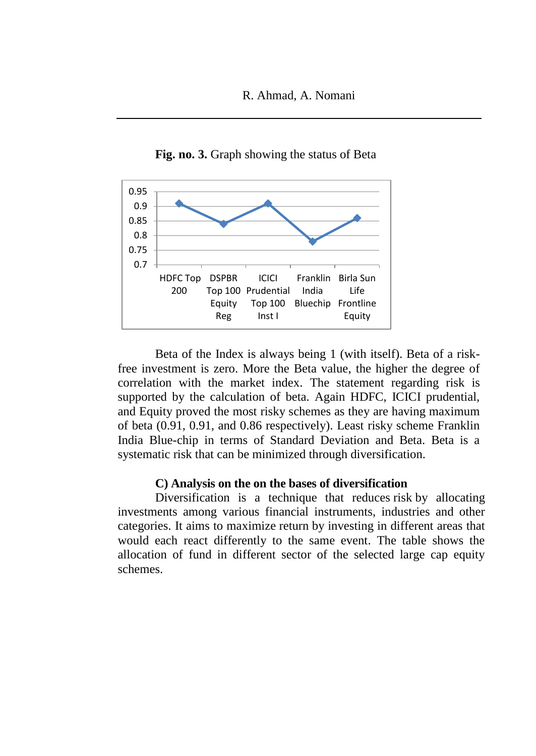**Fig. no. 3.** Graph showing the status of Beta

Beta of the Index is always being 1 (with itself). Beta of a risk-free investment is zero. More the Beta value, the higher the degree of correlation with the market index. The statement regarding risk is supported by the calculation of beta. Again HDFC, ICICI prudential, and Equity proved the most risky schemes as they are having maximum of beta (0.91, 0.91, and 0.86 respectively). Least risky scheme Franklin India Blue-chip in terms of Standard Deviation and Beta. Beta is a systematic risk that can be minimized through diversification.

**C) Analysis on the on the bases of diversification**

Diversification is a technique that reduces risk by allocating investments among various financial instruments, industries and other categories. It aims to maximize return by investing in different areas that would each react differently to the same event. The table shows the allocation of fund in different sector of the selected large cap equity schemes.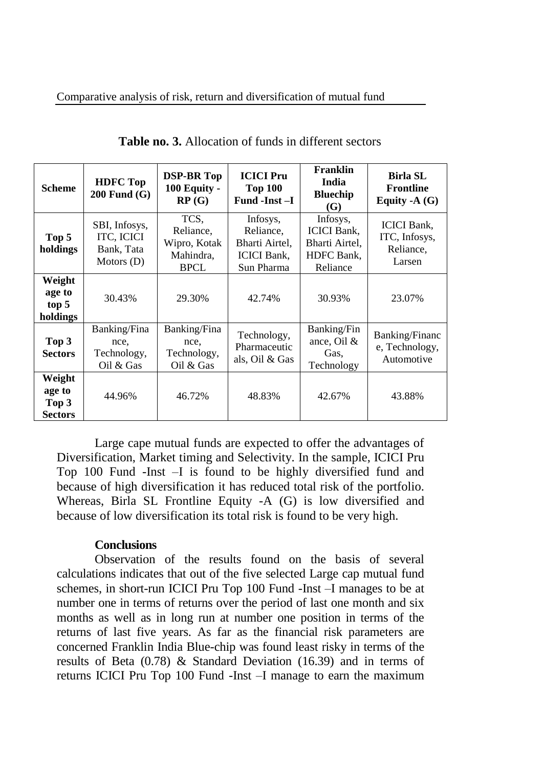**Table no. 3.** Allocation of funds in different sectors

| Scheme | HDFC Top 200 Fund (G) | DSP-BR Top 100 Equity - RP (G) | ICICI Pru Top 100 Fund -Inst –I | Franklin India Bluechip (G) | Birla SL Frontline Equity -A (G) |
|---|---|---|---|---|---|
| **Top 5 holdings** | SBI, Infosys, ITC, ICICI Bank, Tata Motors (D) | TCS, Reliance, Wipro, Kotak Mahindra, BPCL | Infosys, Reliance, Bharti Airtel, ICICI Bank, Sun Pharma | Infosys, ICICI Bank, Bharti Airtel, HDFC Bank, Reliance | ICICI Bank, ITC, Infosys, Reliance, Larsen |
| **Weight age to top 5 holdings** | 30.43% | 29.30% | 42.74% | 30.93% | 23.07% |
| **Top 3 Sectors** | Banking/Finance, Technology, Oil & Gas | Banking/Finance, Technology, Oil & Gas | Technology, Pharmaceuticals, Oil & Gas | Banking/Finance, Oil & Gas, Technology | Banking/Finance, Technology, Automotive |
| **Weight age to Top 3 Sectors** | 44.96% | 46.72% | 48.83% | 42.67% | 43.88% |

Large cape mutual funds are expected to offer the advantages of Diversification, Market timing and Selectivity. In the sample, ICICI Pru Top 100 Fund -Inst –I is found to be highly diversified fund and because of high diversification it has reduced total risk of the portfolio. Whereas, Birla SL Frontline Equity -A (G) is low diversified and because of low diversification its total risk is found to be very high.

## Conclusions

Observation of the results found on the basis of several calculations indicates that out of the five selected Large cap mutual fund schemes, in short-run ICICI Pru Top 100 Fund -Inst –I manages to be at number one in terms of returns over the period of last one month and six months as well as in long run at number one position in terms of the returns of last five years. As far as the financial risk parameters are concerned Franklin India Blue-chip was found least risky in terms of the results of Beta (0.78) & Standard Deviation (16.39) and in terms of returns ICICI Pru Top 100 Fund -Inst –I manage to earn the maximum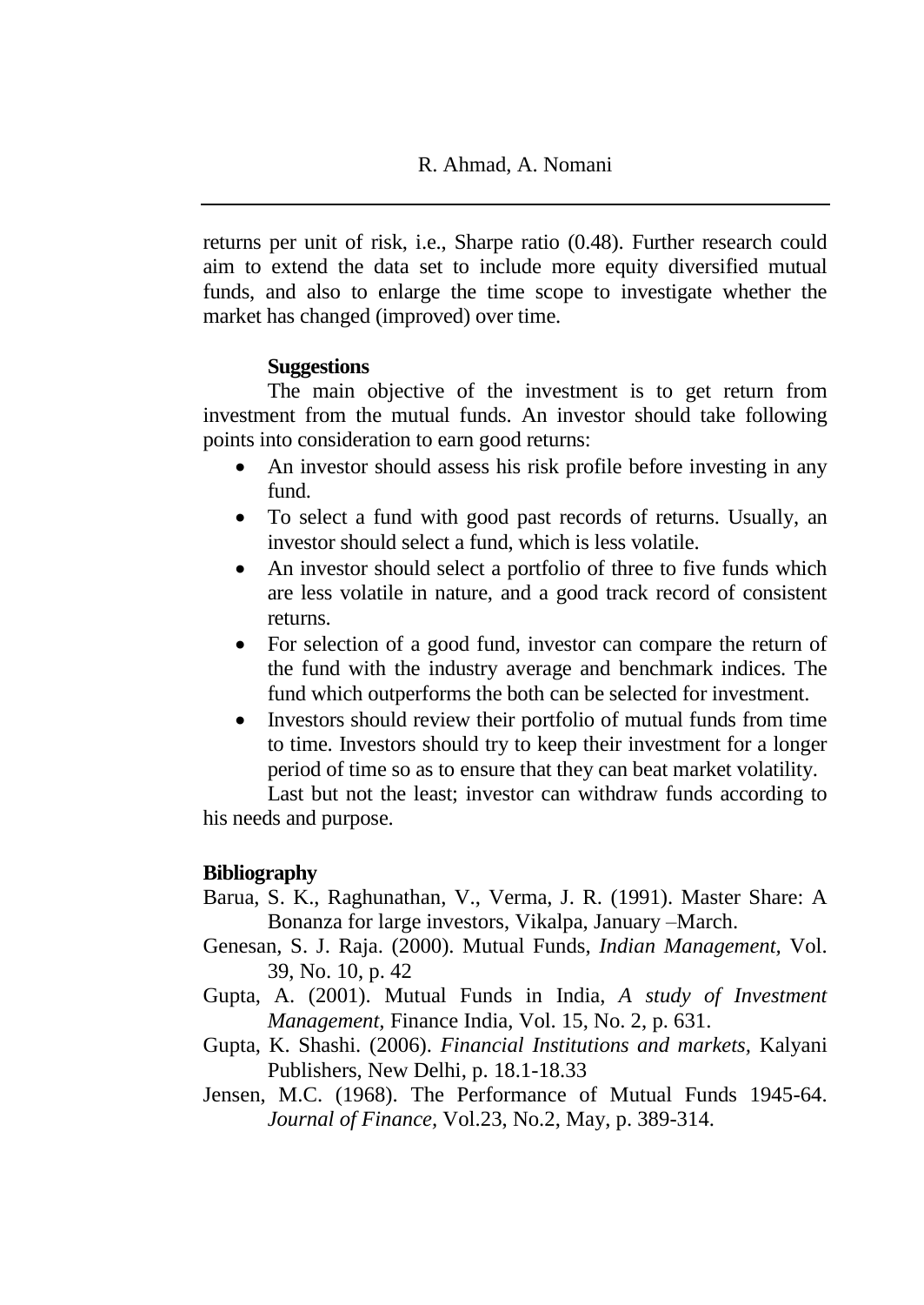returns per unit of risk, i.e., Sharpe ratio (0.48). Further research could aim to extend the data set to include more equity diversified mutual funds, and also to enlarge the time scope to investigate whether the market has changed (improved) over time.

### Suggestions

The main objective of the investment is to get return from investment from the mutual funds. An investor should take following points into consideration to earn good returns:

- An investor should assess his risk profile before investing in any fund.
- To select a fund with good past records of returns. Usually, an investor should select a fund, which is less volatile.
- An investor should select a portfolio of three to five funds which are less volatile in nature, and a good track record of consistent returns.
- For selection of a good fund, investor can compare the return of the fund with the industry average and benchmark indices. The fund which outperforms the both can be selected for investment.
- Investors should review their portfolio of mutual funds from time to time. Investors should try to keep their investment for a longer period of time so as to ensure that they can beat market volatility.

Last but not the least; investor can withdraw funds according to his needs and purpose.

## Bibliography

Barua, S. K., Raghunathan, V., Verma, J. R. (1991). Master Share: A Bonanza for large investors, Vikalpa, January –March.

Genesan, S. J. Raja. (2000). Mutual Funds, *Indian Management,* Vol. 39, No. 10, p. 42

Gupta, A. (2001). Mutual Funds in India, *A study of Investment Management,* Finance India, Vol. 15, No. 2, p. 631.

Gupta, K. Shashi. (2006). *Financial Institutions and markets,* Kalyani Publishers, New Delhi, p. 18.1-18.33

Jensen, M.C. (1968). The Performance of Mutual Funds 1945-64. *Journal of Finance,* Vol.23, No.2, May, p. 389-314.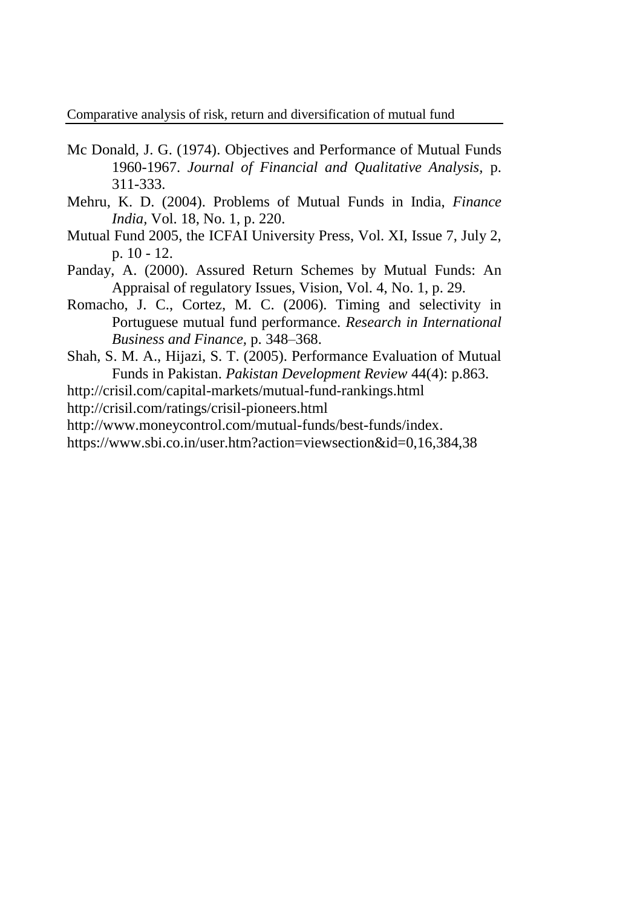Mc Donald, J. G. (1974). Objectives and Performance of Mutual Funds 1960-1967. *Journal of Financial and Qualitative Analysis*, p. 311-333.

Mehru, K. D. (2004). Problems of Mutual Funds in India, *Finance India*, Vol. 18, No. 1, p. 220.

Mutual Fund 2005, the ICFAI University Press, Vol. XI, Issue 7, July 2, p. 10 - 12.

Panday, A. (2000). Assured Return Schemes by Mutual Funds: An Appraisal of regulatory Issues, Vision, Vol. 4, No. 1, p. 29.

Romacho, J. C., Cortez, M. C. (2006). Timing and selectivity in Portuguese mutual fund performance. *Research in International Business and Finance*, p. 348–368.

Shah, S. M. A., Hijazi, S. T. (2005). Performance Evaluation of Mutual Funds in Pakistan. *Pakistan Development Review* 44(4): p.863.

http://crisil.com/capital-markets/mutual-fund-rankings.html

http://crisil.com/ratings/crisil-pioneers.html

http://www.moneycontrol.com/mutual-funds/best-funds/index.

https://www.sbi.co.in/user.htm?action=viewsection&id=0,16,384,38